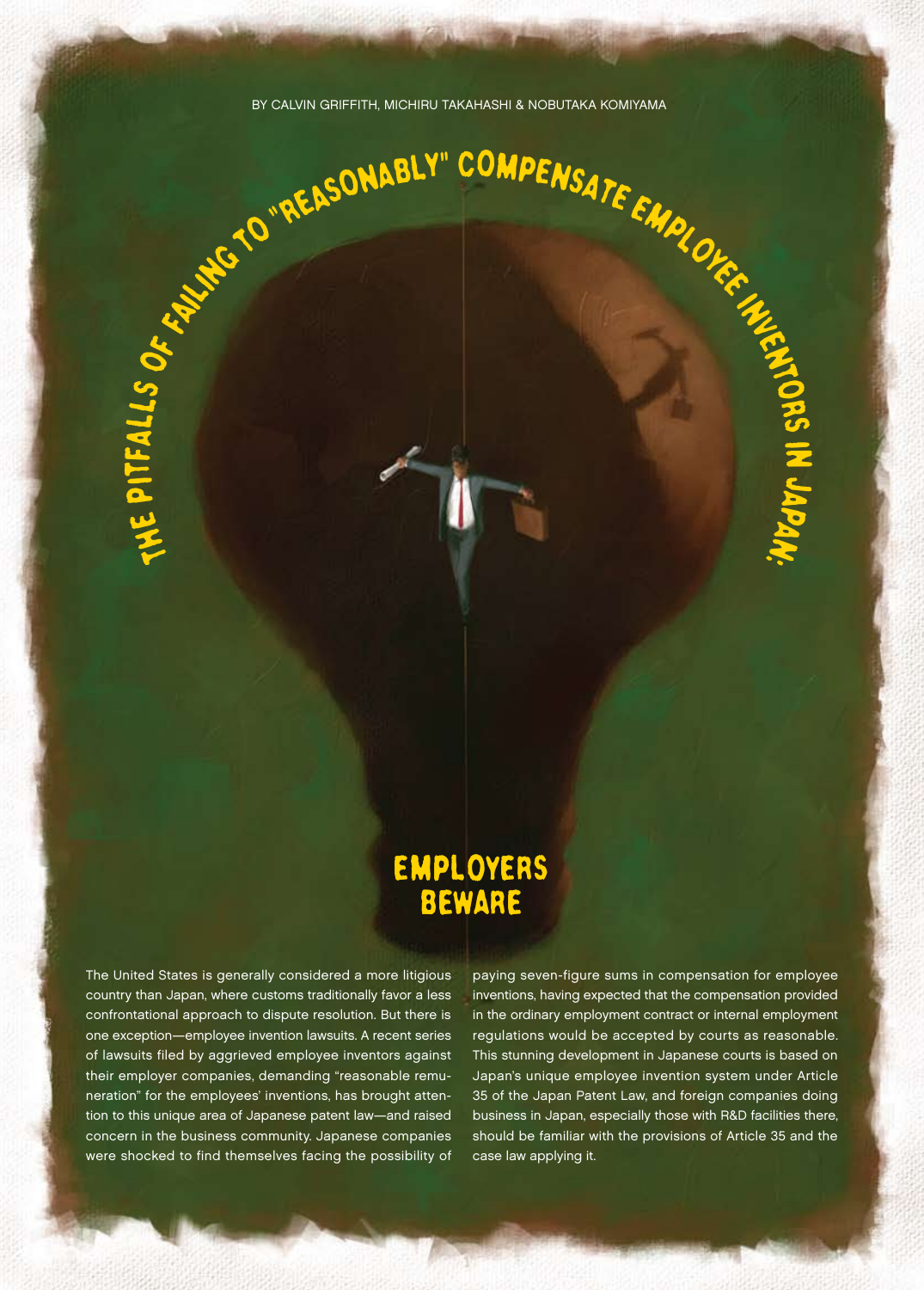BY CALVIN GRIFFITH, MICHIRU TAKAHASHI & NOBUTAKA KOMIYAMA

# THE PITFALLS OF FAILING TO "REASONABLY" COMPENSATE EMPLOYEE INVENTORS IN JAPAN:

## EMPLOYERS BEWARE

The United States is generally considered a more litigious country than Japan, where customs traditionally favor a less confrontational approach to dispute resolution. But there is one exception—employee invention lawsuits. A recent series of lawsuits filed by aggrieved employee inventors against their employer companies, demanding "reasonable remuneration" for the employees' inventions, has brought attention to this unique area of Japanese patent law—and raised concern in the business community. Japanese companies were shocked to find themselves facing the possibility of paying seven-figure sums in compensation for employee inventions, having expected that the compensation provided in the ordinary employment contract or internal employment regulations would be accepted by courts as reasonable. This stunning development in Japanese courts is based on Japan's unique employee invention system under Article 35 of the Japan Patent Law, and foreign companies doing business in Japan, especially those with R&D facilities there, should be familiar with the provisions of Article 35 and the case law applying it.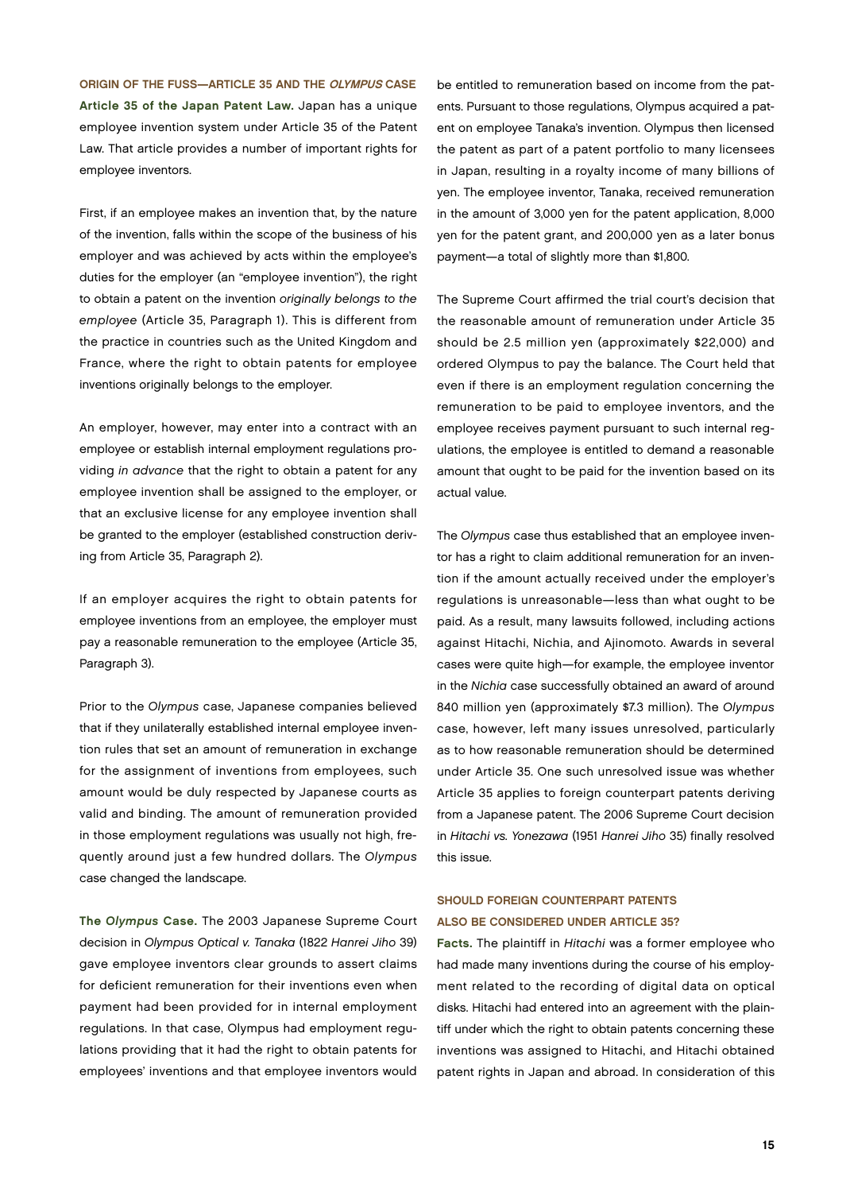## ORIGIN OF THE FUSS—ARTICLE 35 AND THE *OLYMPUS* CASE

**Article 35 of the Japan Patent Law.** Japan has a unique employee invention system under Article 35 of the Patent Law. That article provides a number of important rights for employee inventors.

First, if an employee makes an invention that, by the nature of the invention, falls within the scope of the business of his employer and was achieved by acts within the employee's duties for the employer (an "employee invention"), the right to obtain a patent on the invention *originally belongs to the employee* (Article 35, Paragraph 1). This is different from the practice in countries such as the United Kingdom and France, where the right to obtain patents for employee inventions originally belongs to the employer.

An employer, however, may enter into a contract with an employee or establish internal employment regulations providing *in advance* that the right to obtain a patent for any employee invention shall be assigned to the employer, or that an exclusive license for any employee invention shall be granted to the employer (established construction deriving from Article 35, Paragraph 2).

If an employer acquires the right to obtain patents for employee inventions from an employee, the employer must pay a reasonable remuneration to the employee (Article 35, Paragraph 3).

Prior to the *Olympus* case, Japanese companies believed that if they unilaterally established internal employee invention rules that set an amount of remuneration in exchange for the assignment of inventions from employees, such amount would be duly respected by Japanese courts as valid and binding. The amount of remuneration provided in those employment regulations was usually not high, frequently around just a few hundred dollars. The *Olympus* case changed the landscape.

**The *Olympus* Case.** The 2003 Japanese Supreme Court decision in *Olympus Optical v. Tanaka* (1822 *Hanrei Jiho* 39) gave employee inventors clear grounds to assert claims for deficient remuneration for their inventions even when payment had been provided for in internal employment regulations. In that case, Olympus had employment regulations providing that it had the right to obtain patents for employees' inventions and that employee inventors would be entitled to remuneration based on income from the patents. Pursuant to those regulations, Olympus acquired a patent on employee Tanaka's invention. Olympus then licensed the patent as part of a patent portfolio to many licensees in Japan, resulting in a royalty income of many billions of yen. The employee inventor, Tanaka, received remuneration in the amount of 3,000 yen for the patent application, 8,000 yen for the patent grant, and 200,000 yen as a later bonus payment—a total of slightly more than $1,800.

The Supreme Court affirmed the trial court's decision that the reasonable amount of remuneration under Article 35 should be 2.5 million yen (approximately $22,000) and ordered Olympus to pay the balance. The Court held that even if there is an employment regulation concerning the remuneration to be paid to employee inventors, and the employee receives payment pursuant to such internal regulations, the employee is entitled to demand a reasonable amount that ought to be paid for the invention based on its actual value.

The *Olympus* case thus established that an employee inventor has a right to claim additional remuneration for an invention if the amount actually received under the employer's regulations is unreasonable—less than what ought to be paid. As a result, many lawsuits followed, including actions against Hitachi, Nichia, and Ajinomoto. Awards in several cases were quite high—for example, the employee inventor in the *Nichia* case successfully obtained an award of around 840 million yen (approximately $7.3 million). The *Olympus* case, however, left many issues unresolved, particularly as to how reasonable remuneration should be determined under Article 35. One such unresolved issue was whether Article 35 applies to foreign counterpart patents deriving from a Japanese patent. The 2006 Supreme Court decision in *Hitachi vs. Yonezawa* (1951 *Hanrei Jiho* 35) finally resolved this issue.

## SHOULD FOREIGN COUNTERPART PATENTS ALSO BE CONSIDERED UNDER ARTICLE 35?

**Facts.** The plaintiff in *Hitachi* was a former employee who had made many inventions during the course of his employment related to the recording of digital data on optical disks. Hitachi had entered into an agreement with the plaintiff under which the right to obtain patents concerning these inventions was assigned to Hitachi, and Hitachi obtained patent rights in Japan and abroad. In consideration of this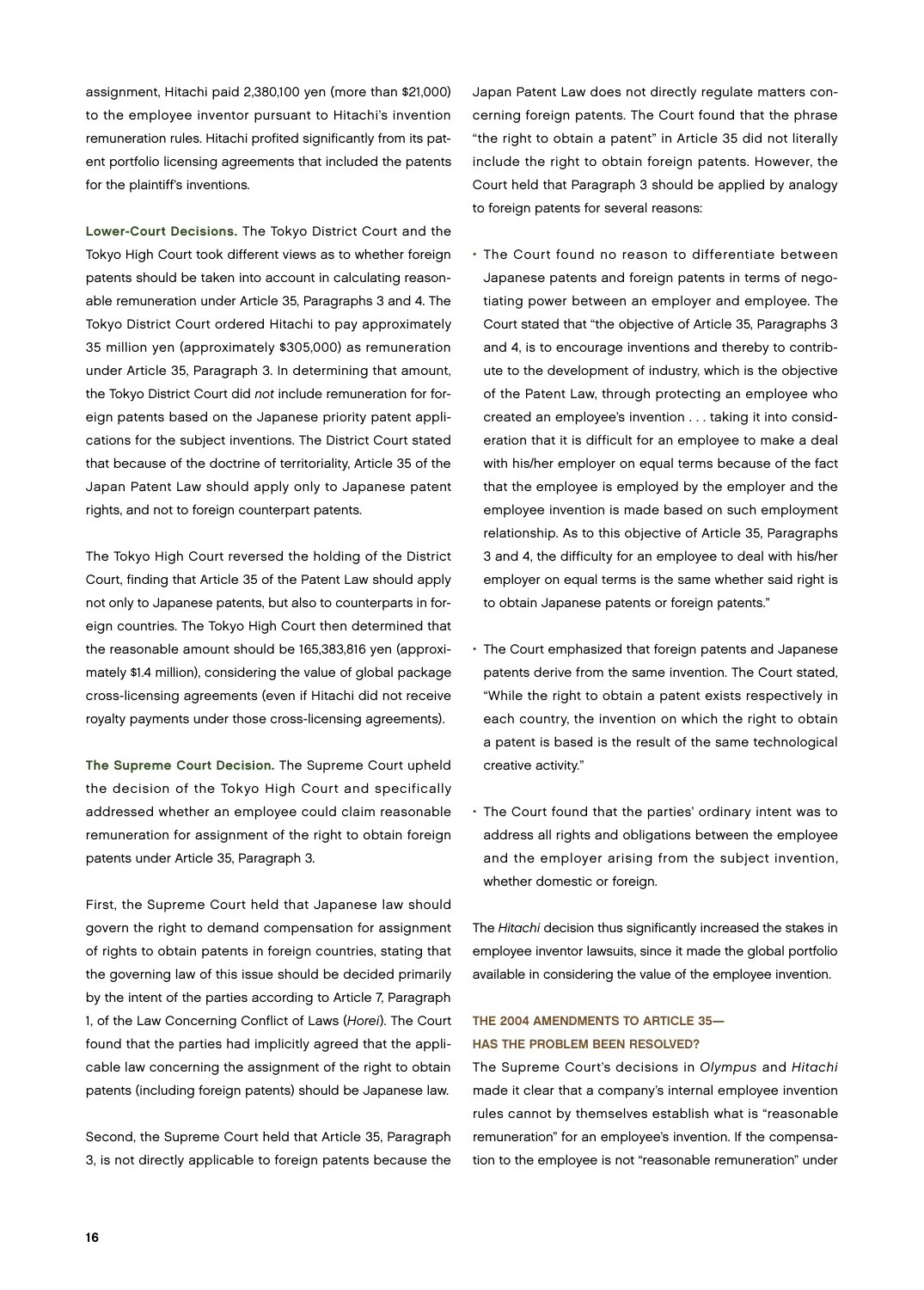assignment, Hitachi paid 2,380,100 yen (more than $21,000) to the employee inventor pursuant to Hitachi's invention remuneration rules. Hitachi profited significantly from its patent portfolio licensing agreements that included the patents for the plaintiff's inventions.

**Lower-Court Decisions.** The Tokyo District Court and the Tokyo High Court took different views as to whether foreign patents should be taken into account in calculating reasonable remuneration under Article 35, Paragraphs 3 and 4. The Tokyo District Court ordered Hitachi to pay approximately 35 million yen (approximately $305,000) as remuneration under Article 35, Paragraph 3. In determining that amount, the Tokyo District Court did *not* include remuneration for foreign patents based on the Japanese priority patent applications for the subject inventions. The District Court stated that because of the doctrine of territoriality, Article 35 of the Japan Patent Law should apply only to Japanese patent rights, and not to foreign counterpart patents.

The Tokyo High Court reversed the holding of the District Court, finding that Article 35 of the Patent Law should apply not only to Japanese patents, but also to counterparts in foreign countries. The Tokyo High Court then determined that the reasonable amount should be 165,383,816 yen (approximately $1.4 million), considering the value of global package cross-licensing agreements (even if Hitachi did not receive royalty payments under those cross-licensing agreements).

**The Supreme Court Decision.** The Supreme Court upheld the decision of the Tokyo High Court and specifically addressed whether an employee could claim reasonable remuneration for assignment of the right to obtain foreign patents under Article 35, Paragraph 3.

First, the Supreme Court held that Japanese law should govern the right to demand compensation for assignment of rights to obtain patents in foreign countries, stating that the governing law of this issue should be decided primarily by the intent of the parties according to Article 7, Paragraph 1, of the Law Concerning Conflict of Laws (*Horei*). The Court found that the parties had implicitly agreed that the applicable law concerning the assignment of the right to obtain patents (including foreign patents) should be Japanese law.

Second, the Supreme Court held that Article 35, Paragraph 3, is not directly applicable to foreign patents because the Japan Patent Law does not directly regulate matters concerning foreign patents. The Court found that the phrase "the right to obtain a patent" in Article 35 did not literally include the right to obtain foreign patents. However, the Court held that Paragraph 3 should be applied by analogy to foreign patents for several reasons:

- The Court found no reason to differentiate between Japanese patents and foreign patents in terms of negotiating power between an employer and employee. The Court stated that "the objective of Article 35, Paragraphs 3 and 4, is to encourage inventions and thereby to contribute to the development of industry, which is the objective of the Patent Law, through protecting an employee who created an employee's invention . . . taking it into consideration that it is difficult for an employee to make a deal with his/her employer on equal terms because of the fact that the employee is employed by the employer and the employee invention is made based on such employment relationship. As to this objective of Article 35, Paragraphs 3 and 4, the difficulty for an employee to deal with his/her employer on equal terms is the same whether said right is to obtain Japanese patents or foreign patents."
- The Court emphasized that foreign patents and Japanese patents derive from the same invention. The Court stated, "While the right to obtain a patent exists respectively in each country, the invention on which the right to obtain a patent is based is the result of the same technological creative activity."
- The Court found that the parties' ordinary intent was to address all rights and obligations between the employee and the employer arising from the subject invention, whether domestic or foreign.

The *Hitachi* decision thus significantly increased the stakes in employee inventor lawsuits, since it made the global portfolio available in considering the value of the employee invention.

### THE 2004 AMENDMENTS TO ARTICLE 35—HAS THE PROBLEM BEEN RESOLVED?

The Supreme Court's decisions in *Olympus* and *Hitachi* made it clear that a company's internal employee invention rules cannot by themselves establish what is "reasonable remuneration" for an employee's invention. If the compensation to the employee is not "reasonable remuneration" under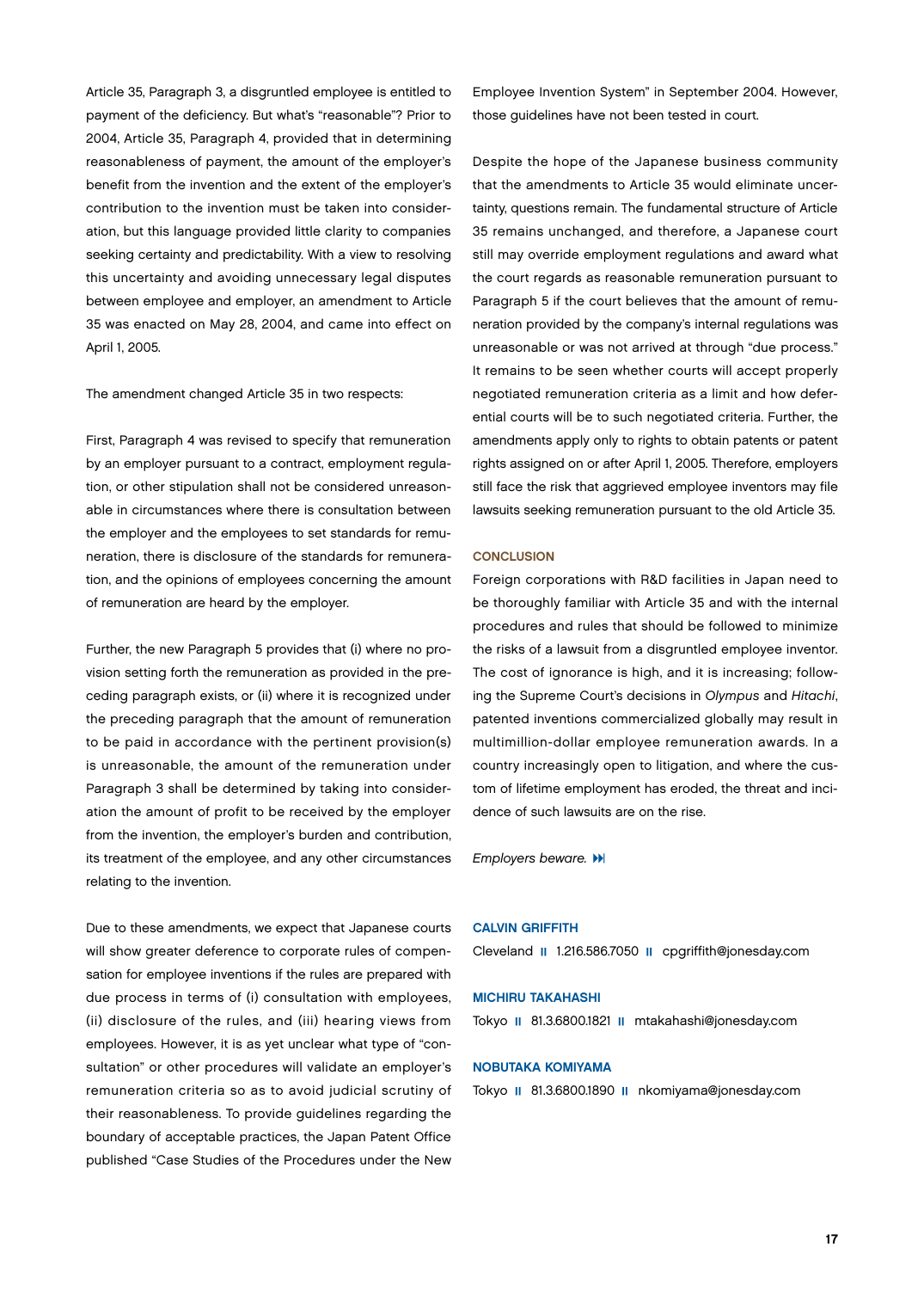Article 35, Paragraph 3, a disgruntled employee is entitled to payment of the deficiency. But what's "reasonable"? Prior to 2004, Article 35, Paragraph 4, provided that in determining reasonableness of payment, the amount of the employer's benefit from the invention and the extent of the employer's contribution to the invention must be taken into consideration, but this language provided little clarity to companies seeking certainty and predictability. With a view to resolving this uncertainty and avoiding unnecessary legal disputes between employee and employer, an amendment to Article 35 was enacted on May 28, 2004, and came into effect on April 1, 2005.

The amendment changed Article 35 in two respects:

First, Paragraph 4 was revised to specify that remuneration by an employer pursuant to a contract, employment regulation, or other stipulation shall not be considered unreasonable in circumstances where there is consultation between the employer and the employees to set standards for remuneration, there is disclosure of the standards for remuneration, and the opinions of employees concerning the amount of remuneration are heard by the employer.

Further, the new Paragraph 5 provides that (i) where no provision setting forth the remuneration as provided in the preceding paragraph exists, or (ii) where it is recognized under the preceding paragraph that the amount of remuneration to be paid in accordance with the pertinent provision(s) is unreasonable, the amount of the remuneration under Paragraph 3 shall be determined by taking into consideration the amount of profit to be received by the employer from the invention, the employer's burden and contribution, its treatment of the employee, and any other circumstances relating to the invention.

Due to these amendments, we expect that Japanese courts will show greater deference to corporate rules of compensation for employee inventions if the rules are prepared with due process in terms of (i) consultation with employees, (ii) disclosure of the rules, and (iii) hearing views from employees. However, it is as yet unclear what type of "consultation" or other procedures will validate an employer's remuneration criteria so as to avoid judicial scrutiny of their reasonableness. To provide guidelines regarding the boundary of acceptable practices, the Japan Patent Office published "Case Studies of the Procedures under the New Employee Invention System" in September 2004. However, those guidelines have not been tested in court.

Despite the hope of the Japanese business community that the amendments to Article 35 would eliminate uncertainty, questions remain. The fundamental structure of Article 35 remains unchanged, and therefore, a Japanese court still may override employment regulations and award what the court regards as reasonable remuneration pursuant to Paragraph 5 if the court believes that the amount of remuneration provided by the company's internal regulations was unreasonable or was not arrived at through "due process." It remains to be seen whether courts will accept properly negotiated remuneration criteria as a limit and how deferential courts will be to such negotiated criteria. Further, the amendments apply only to rights to obtain patents or patent rights assigned on or after April 1, 2005. Therefore, employers still face the risk that aggrieved employee inventors may file lawsuits seeking remuneration pursuant to the old Article 35.

## CONCLUSION

Foreign corporations with R&D facilities in Japan need to be thoroughly familiar with Article 35 and with the internal procedures and rules that should be followed to minimize the risks of a lawsuit from a disgruntled employee inventor. The cost of ignorance is high, and it is increasing; following the Supreme Court's decisions in *Olympus* and *Hitachi*, patented inventions commercialized globally may result in multimillion-dollar employee remuneration awards. In a country increasingly open to litigation, and where the custom of lifetime employment has eroded, the threat and incidence of such lawsuits are on the rise.

*Employers beware.*

**CALVIN GRIFFITH**
Cleveland || 1.216.586.7050 || cpgriffith@jonesday.com

**MICHIRU TAKAHASHI**
Tokyo || 81.3.6800.1821 || mtakahashi@jonesday.com

**NOBUTAKA KOMIYAMA**
Tokyo || 81.3.6800.1890 || nkomiyama@jonesday.com